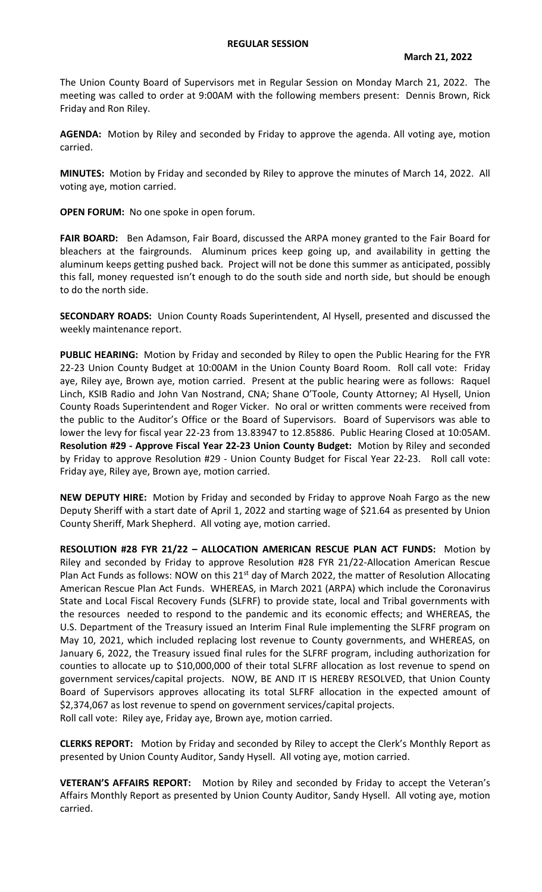**REGULAR SESSION**

**March 21, 2022**

The Union County Board of Supervisors met in Regular Session on Monday March 21, 2022. The meeting was called to order at 9:00AM with the following members present: Dennis Brown, Rick Friday and Ron Riley.

**AGENDA:** Motion by Riley and seconded by Friday to approve the agenda. All voting aye, motion carried.

**MINUTES:** Motion by Friday and seconded by Riley to approve the minutes of March 14, 2022. All voting aye, motion carried.

**OPEN FORUM:** No one spoke in open forum.

**FAIR BOARD:** Ben Adamson, Fair Board, discussed the ARPA money granted to the Fair Board for bleachers at the fairgrounds. Aluminum prices keep going up, and availability in getting the aluminum keeps getting pushed back. Project will not be done this summer as anticipated, possibly this fall, money requested isn't enough to do the south side and north side, but should be enough to do the north side.

**SECONDARY ROADS:** Union County Roads Superintendent, Al Hysell, presented and discussed the weekly maintenance report.

**PUBLIC HEARING:** Motion by Friday and seconded by Riley to open the Public Hearing for the FYR 22-23 Union County Budget at 10:00AM in the Union County Board Room. Roll call vote: Friday aye, Riley aye, Brown aye, motion carried. Present at the public hearing were as follows: Raquel Linch, KSIB Radio and John Van Nostrand, CNA; Shane O'Toole, County Attorney; Al Hysell, Union County Roads Superintendent and Roger Vicker. No oral or written comments were received from the public to the Auditor's Office or the Board of Supervisors. Board of Supervisors was able to lower the levy for fiscal year 22-23 from 13.83947 to 12.85886. Public Hearing Closed at 10:05AM.
**Resolution #29 - Approve Fiscal Year 22-23 Union County Budget:** Motion by Riley and seconded by Friday to approve Resolution #29 - Union County Budget for Fiscal Year 22-23. Roll call vote: Friday aye, Riley aye, Brown aye, motion carried.

**NEW DEPUTY HIRE:** Motion by Friday and seconded by Friday to approve Noah Fargo as the new Deputy Sheriff with a start date of April 1, 2022 and starting wage of $21.64 as presented by Union County Sheriff, Mark Shepherd. All voting aye, motion carried.

**RESOLUTION #28 FYR 21/22 – ALLOCATION AMERICAN RESCUE PLAN ACT FUNDS:** Motion by Riley and seconded by Friday to approve Resolution #28 FYR 21/22-Allocation American Rescue Plan Act Funds as follows: NOW on this 21st day of March 2022, the matter of Resolution Allocating American Rescue Plan Act Funds. WHEREAS, in March 2021 (ARPA) which include the Coronavirus State and Local Fiscal Recovery Funds (SLFRF) to provide state, local and Tribal governments with the resources needed to respond to the pandemic and its economic effects; and WHEREAS, the U.S. Department of the Treasury issued an Interim Final Rule implementing the SLFRF program on May 10, 2021, which included replacing lost revenue to County governments, and WHEREAS, on January 6, 2022, the Treasury issued final rules for the SLFRF program, including authorization for counties to allocate up to $10,000,000 of their total SLFRF allocation as lost revenue to spend on government services/capital projects. NOW, BE AND IT IS HEREBY RESOLVED, that Union County Board of Supervisors approves allocating its total SLFRF allocation in the expected amount of $2,374,067 as lost revenue to spend on government services/capital projects.
Roll call vote: Riley aye, Friday aye, Brown aye, motion carried.

**CLERKS REPORT:** Motion by Friday and seconded by Riley to accept the Clerk's Monthly Report as presented by Union County Auditor, Sandy Hysell. All voting aye, motion carried.

**VETERAN'S AFFAIRS REPORT:** Motion by Riley and seconded by Friday to accept the Veteran's Affairs Monthly Report as presented by Union County Auditor, Sandy Hysell. All voting aye, motion carried.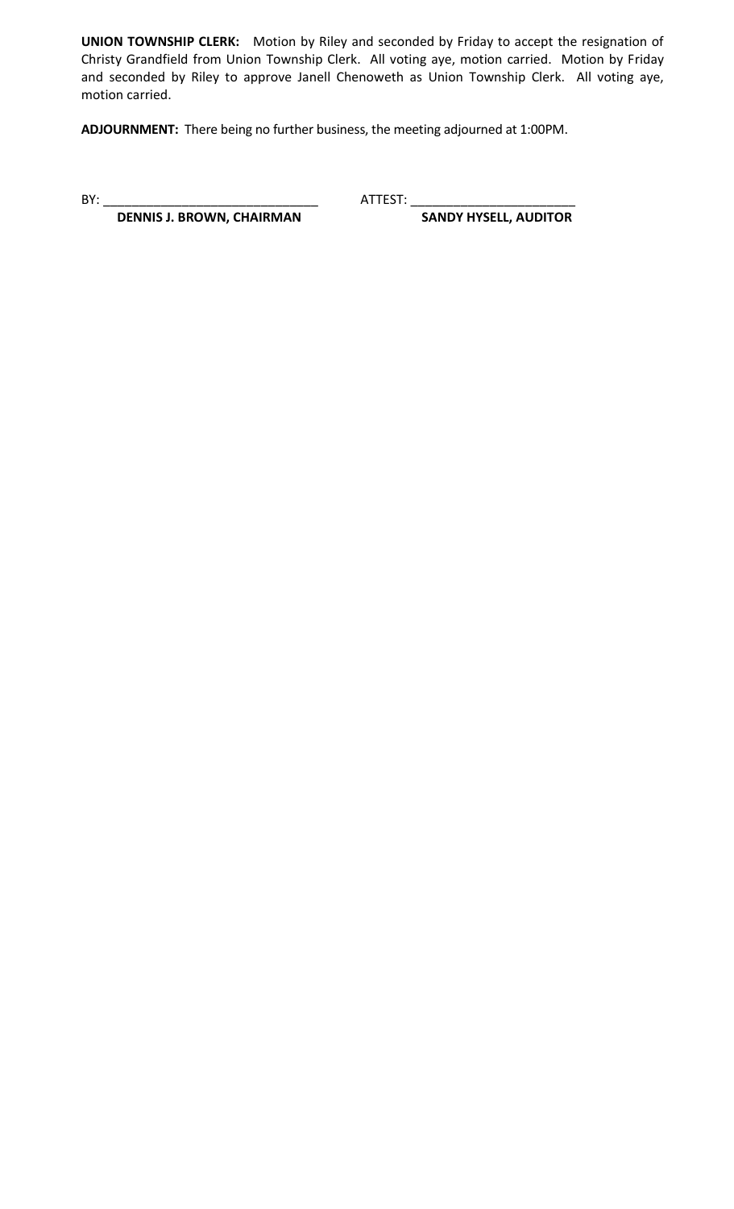**UNION TOWNSHIP CLERK:** Motion by Riley and seconded by Friday to accept the resignation of Christy Grandfield from Union Township Clerk. All voting aye, motion carried. Motion by Friday and seconded by Riley to approve Janell Chenoweth as Union Township Clerk. All voting aye, motion carried.

**ADJOURNMENT:** There being no further business, the meeting adjourned at 1:00PM.

BY: ______________________________ ATTEST: ________________________

**DENNIS J. BROWN, CHAIRMAN** **SANDY HYSELL, AUDITOR**